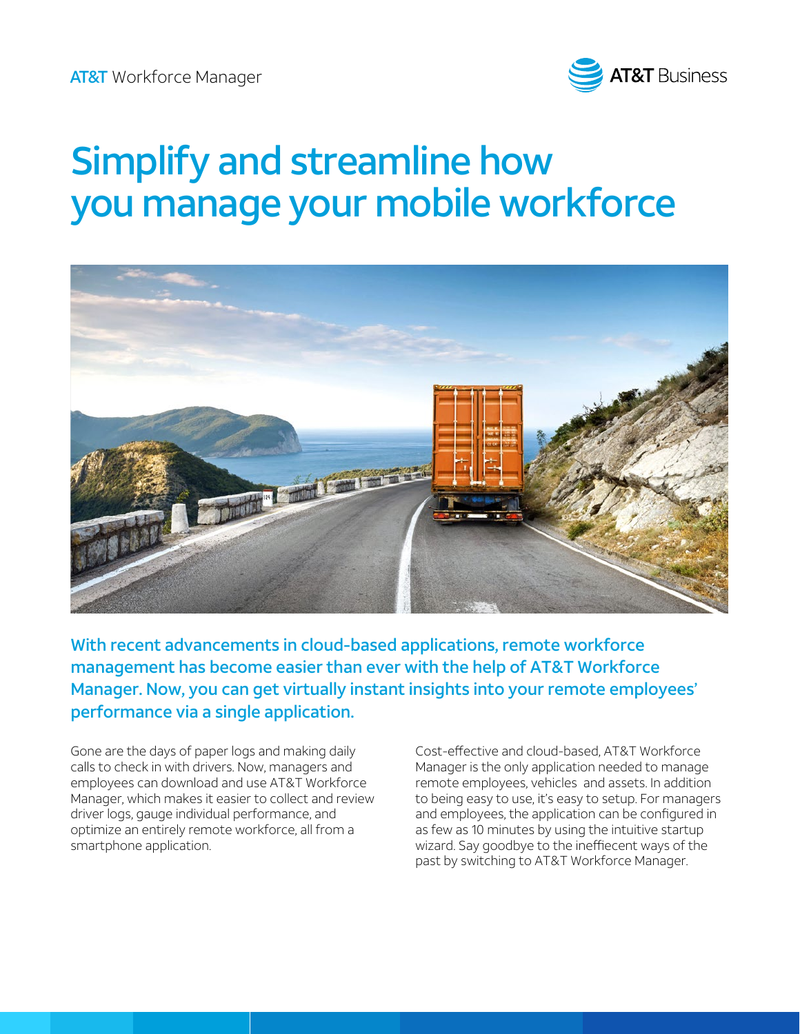AT&T Workforce Manager

# Simplify and streamline how you manage your mobile workforce

**With recent advancements in cloud-based applications, remote workforce management has become easier than ever with the help of AT&T Workforce Manager. Now, you can get virtually instant insights into your remote employees' performance via a single application.**

Gone are the days of paper logs and making daily calls to check in with drivers. Now, managers and employees can download and use AT&T Workforce Manager, which makes it easier to collect and review driver logs, gauge individual performance, and optimize an entirely remote workforce, all from a smartphone application.

Cost-effective and cloud-based, AT&T Workforce Manager is the only application needed to manage remote employees, vehicles and assets. In addition to being easy to use, it's easy to setup. For managers and employees, the application can be configured in as few as 10 minutes by using the intuitive startup wizard. Say goodbye to the ineffiecent ways of the past by switching to AT&T Workforce Manager.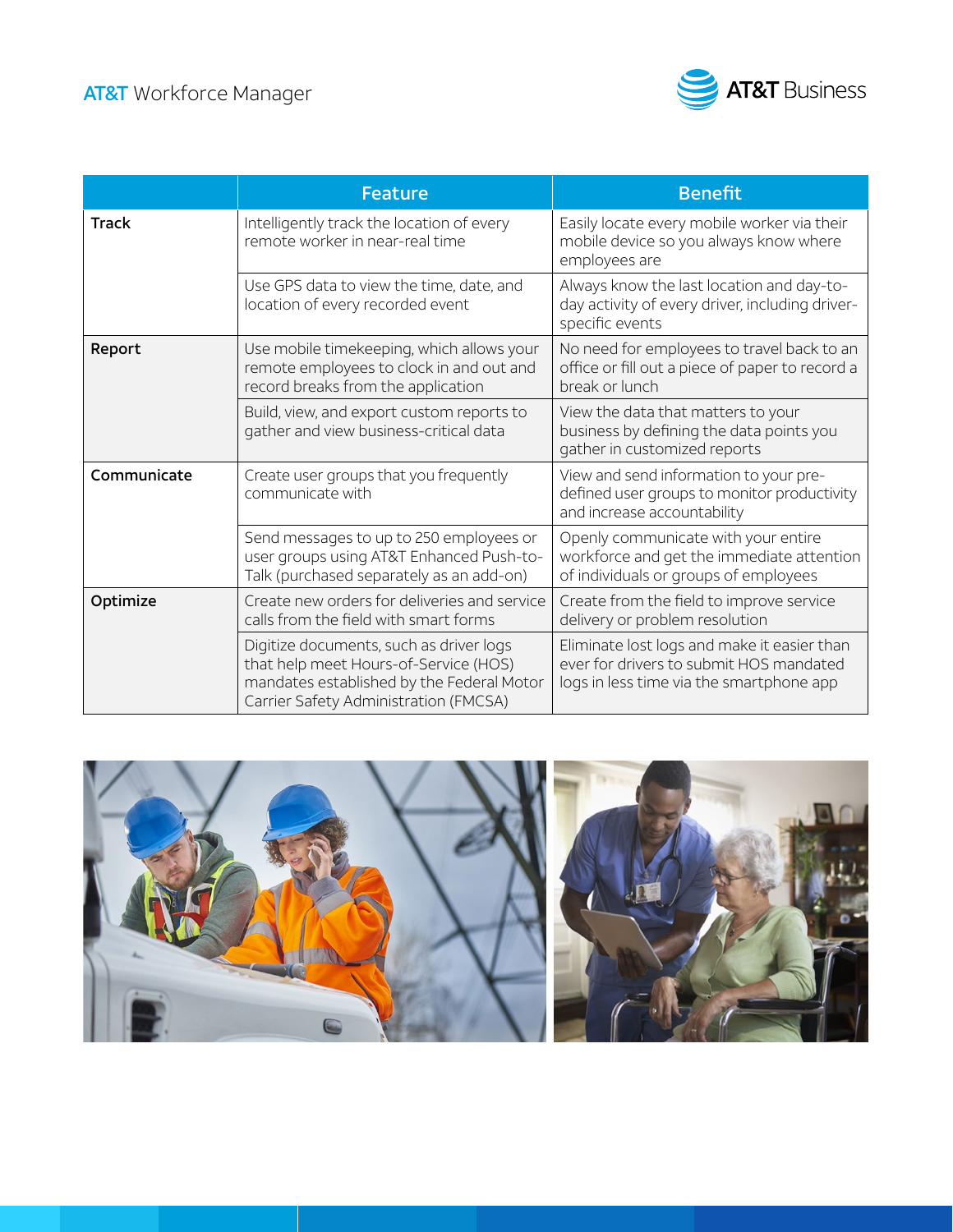| | Feature | Benefit |
|---|---|---|
| **Track** | Intelligently track the location of every remote worker in near-real time | Easily locate every mobile worker via their mobile device so you always know where employees are |
| | Use GPS data to view the time, date, and location of every recorded event | Always know the last location and day-to-day activity of every driver, including driver-specific events |
| **Report** | Use mobile timekeeping, which allows your remote employees to clock in and out and record breaks from the application | No need for employees to travel back to an office or fill out a piece of paper to record a break or lunch |
| | Build, view, and export custom reports to gather and view business-critical data | View the data that matters to your business by defining the data points you gather in customized reports |
| **Communicate** | Create user groups that you frequently communicate with | View and send information to your pre-defined user groups to monitor productivity and increase accountability |
| | Send messages to up to 250 employees or user groups using AT&T Enhanced Push-to-Talk (purchased separately as an add-on) | Openly communicate with your entire workforce and get the immediate attention of individuals or groups of employees |
| **Optimize** | Create new orders for deliveries and service calls from the field with smart forms | Create from the field to improve service delivery or problem resolution |
| | Digitize documents, such as driver logs that help meet Hours-of-Service (HOS) mandates established by the Federal Motor Carrier Safety Administration (FMCSA) | Eliminate lost logs and make it easier than ever for drivers to submit HOS mandated logs in less time via the smartphone app |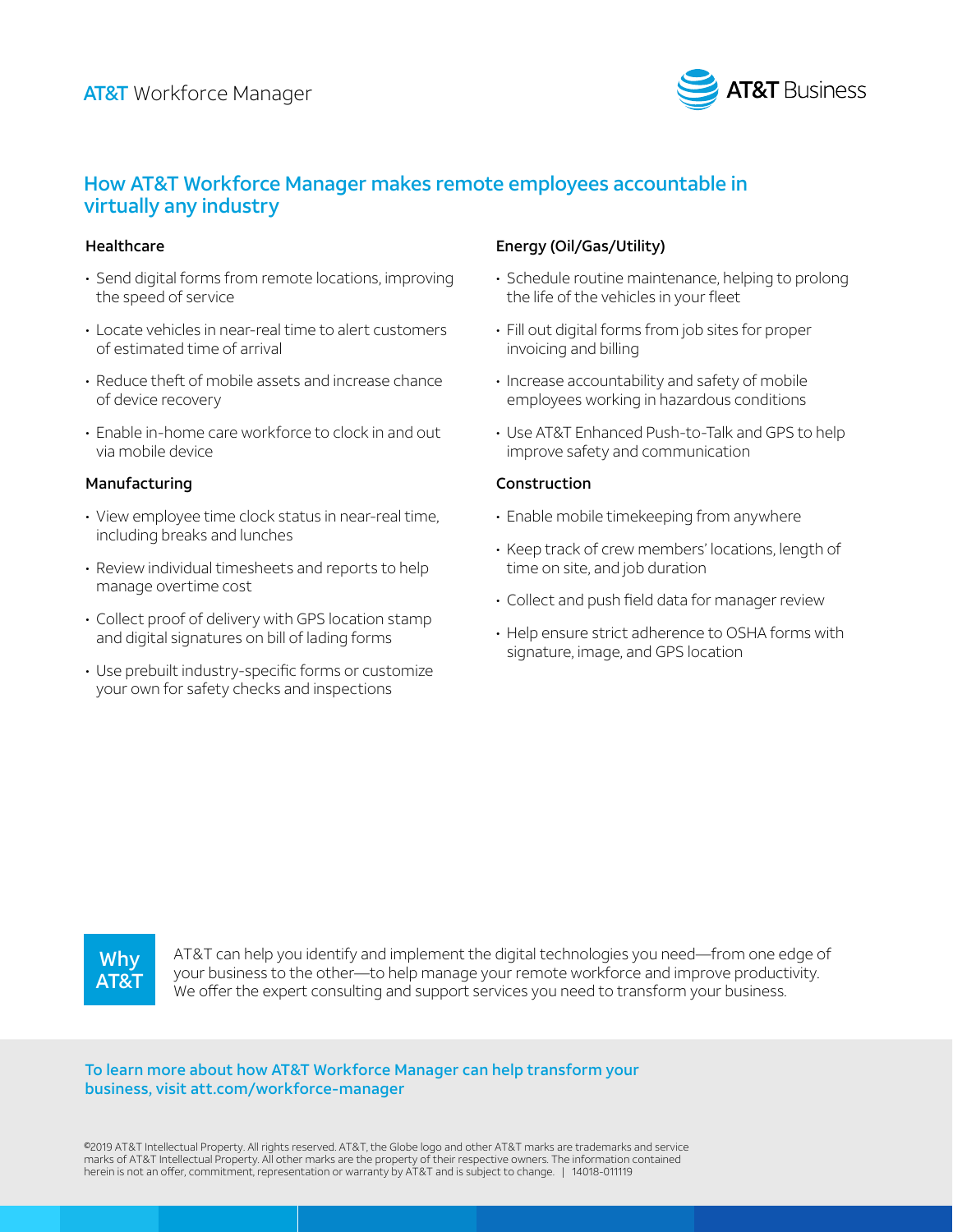## How AT&T Workforce Manager makes remote employees accountable in virtually any industry

### Healthcare

- Send digital forms from remote locations, improving the speed of service
- Locate vehicles in near-real time to alert customers of estimated time of arrival
- Reduce theft of mobile assets and increase chance of device recovery
- Enable in-home care workforce to clock in and out via mobile device

### Manufacturing

- View employee time clock status in near-real time, including breaks and lunches
- Review individual timesheets and reports to help manage overtime cost
- Collect proof of delivery with GPS location stamp and digital signatures on bill of lading forms
- Use prebuilt industry-specific forms or customize your own for safety checks and inspections

### Energy (Oil/Gas/Utility)

- Schedule routine maintenance, helping to prolong the life of the vehicles in your fleet
- Fill out digital forms from job sites for proper invoicing and billing
- Increase accountability and safety of mobile employees working in hazardous conditions
- Use AT&T Enhanced Push-to-Talk and GPS to help improve safety and communication

### Construction

- Enable mobile timekeeping from anywhere
- Keep track of crew members' locations, length of time on site, and job duration
- Collect and push field data for manager review
- Help ensure strict adherence to OSHA forms with signature, image, and GPS location

**Why AT&T**

AT&T can help you identify and implement the digital technologies you need—from one edge of your business to the other—to help manage your remote workforce and improve productivity. We offer the expert consulting and support services you need to transform your business.

**To learn more about how AT&T Workforce Manager can help transform your business, visit att.com/workforce-manager**

©2019 AT&T Intellectual Property. All rights reserved. AT&T, the Globe logo and other AT&T marks are trademarks and service marks of AT&T Intellectual Property. All other marks are the property of their respective owners. The information contained herein is not an offer, commitment, representation or warranty by AT&T and is subject to change. | 14018-011119